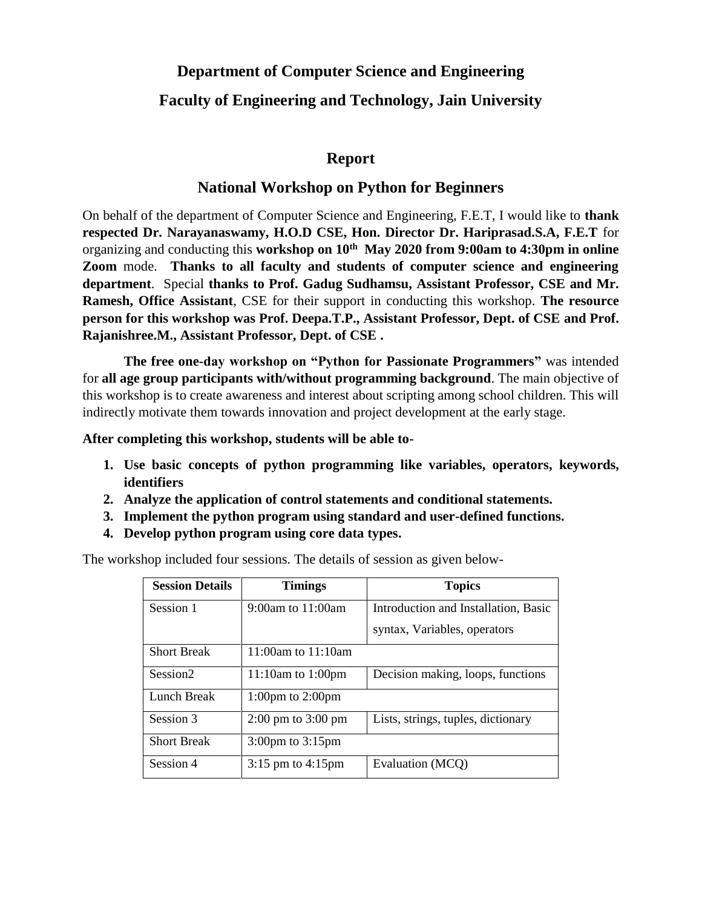# Department of Computer Science and Engineering

# Faculty of Engineering and Technology, Jain University

## Report

## National Workshop on Python for Beginners

On behalf of the department of Computer Science and Engineering, F.E.T, I would like to **thank respected Dr. Narayanaswamy, H.O.D CSE, Hon. Director Dr. Hariprasad.S.A, F.E.T** for organizing and conducting this **workshop on 10th May 2020 from 9:00am to 4:30pm in online Zoom** mode. **Thanks to all faculty and students of computer science and engineering department**. Special **thanks to Prof. Gadug Sudhamsu, Assistant Professor, CSE and Mr. Ramesh, Office Assistant**, CSE for their support in conducting this workshop. **The resource person for this workshop was Prof. Deepa.T.P., Assistant Professor, Dept. of CSE and Prof. Rajanishree.M., Assistant Professor, Dept. of CSE .**

**The free one-day workshop on "Python for Passionate Programmers"** was intended for **all age group participants with/without programming background**. The main objective of this workshop is to create awareness and interest about scripting among school children. This will indirectly motivate them towards innovation and project development at the early stage.

**After completing this workshop, students will be able to-**

1. **Use basic concepts of python programming like variables, operators, keywords, identifiers**
2. **Analyze the application of control statements and conditional statements.**
3. **Implement the python program using standard and user-defined functions.**
4. **Develop python program using core data types.**

The workshop included four sessions. The details of session as given below-

| Session Details | Timings | Topics |
|---|---|---|
| Session 1 | 9:00am to 11:00am | Introduction and Installation, Basic syntax, Variables, operators |
| Short Break | 11:00am to 11:10am | |
| Session2 | 11:10am to 1:00pm | Decision making, loops, functions |
| Lunch Break | 1:00pm to 2:00pm | |
| Session 3 | 2:00 pm to 3:00 pm | Lists, strings, tuples, dictionary |
| Short Break | 3:00pm to 3:15pm | |
| Session 4 | 3:15 pm to 4:15pm | Evaluation (MCQ) |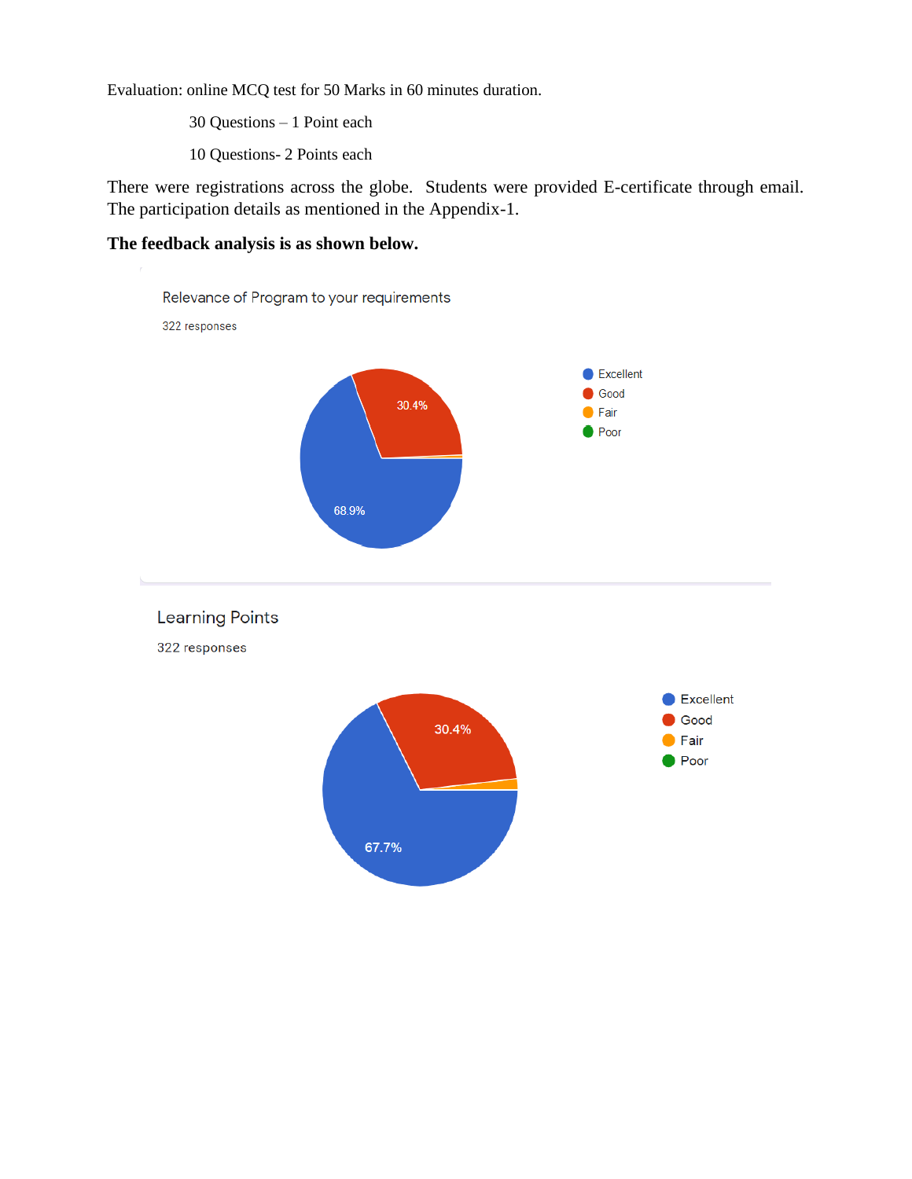Evaluation: online MCQ test for 50 Marks in 60 minutes duration.

30 Questions – 1 Point each

10 Questions- 2 Points each

There were registrations across the globe. Students were provided E-certificate through email. The participation details as mentioned in the Appendix-1.

**The feedback analysis is as shown below.**

Relevance of Program to your requirements

322 responses

- Excellent: 68.9%
- Good: 30.4%
- Fair
- Poor

Learning Points

322 responses

- Excellent: 67.7%
- Good: 30.4%
- Fair
- Poor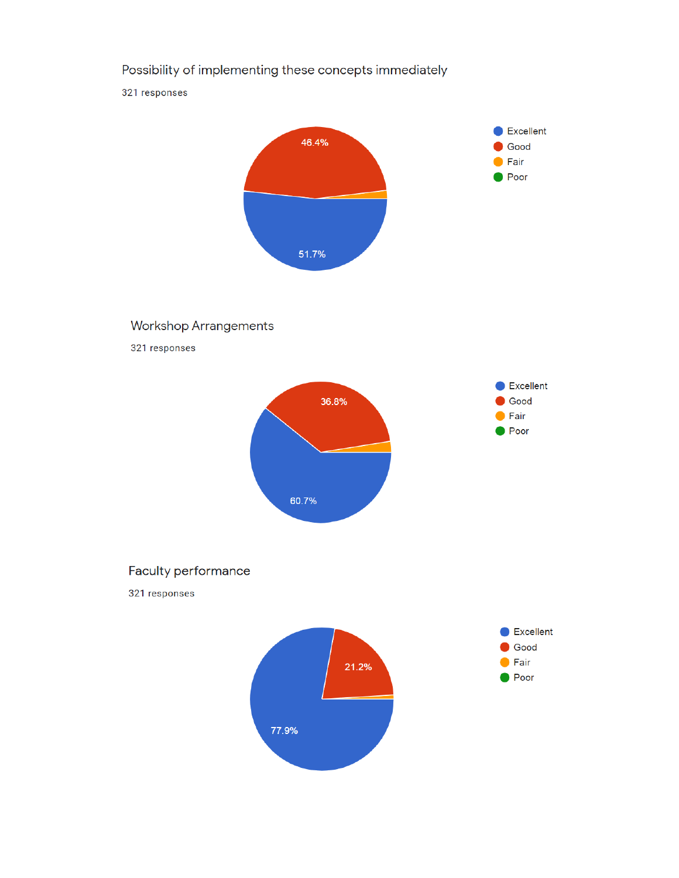Possibility of implementing these concepts immediately

321 responses

- Excellent: 51.7%
- Good: 46.4%
- Fair
- Poor

Workshop Arrangements

321 responses

- Excellent: 60.7%
- Good: 36.8%
- Fair
- Poor

Faculty performance

321 responses

- Excellent: 77.9%
- Good: 21.2%
- Fair
- Poor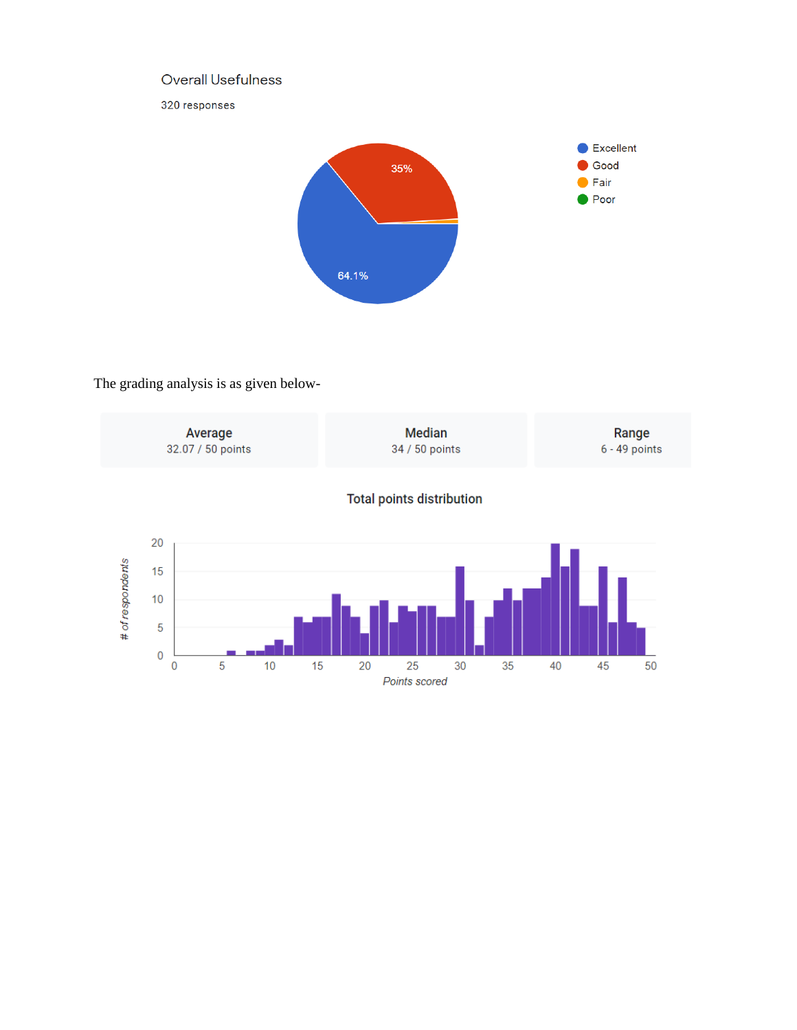Overall Usefulness

320 responses

- Excellent: 64.1%
- Good: 35%
- Fair
- Poor

The grading analysis is as given below-

| Average | Median | Range |
|---|---|---|
| 32.07 / 50 points | 34 / 50 points | 6 - 49 points |

Total points distribution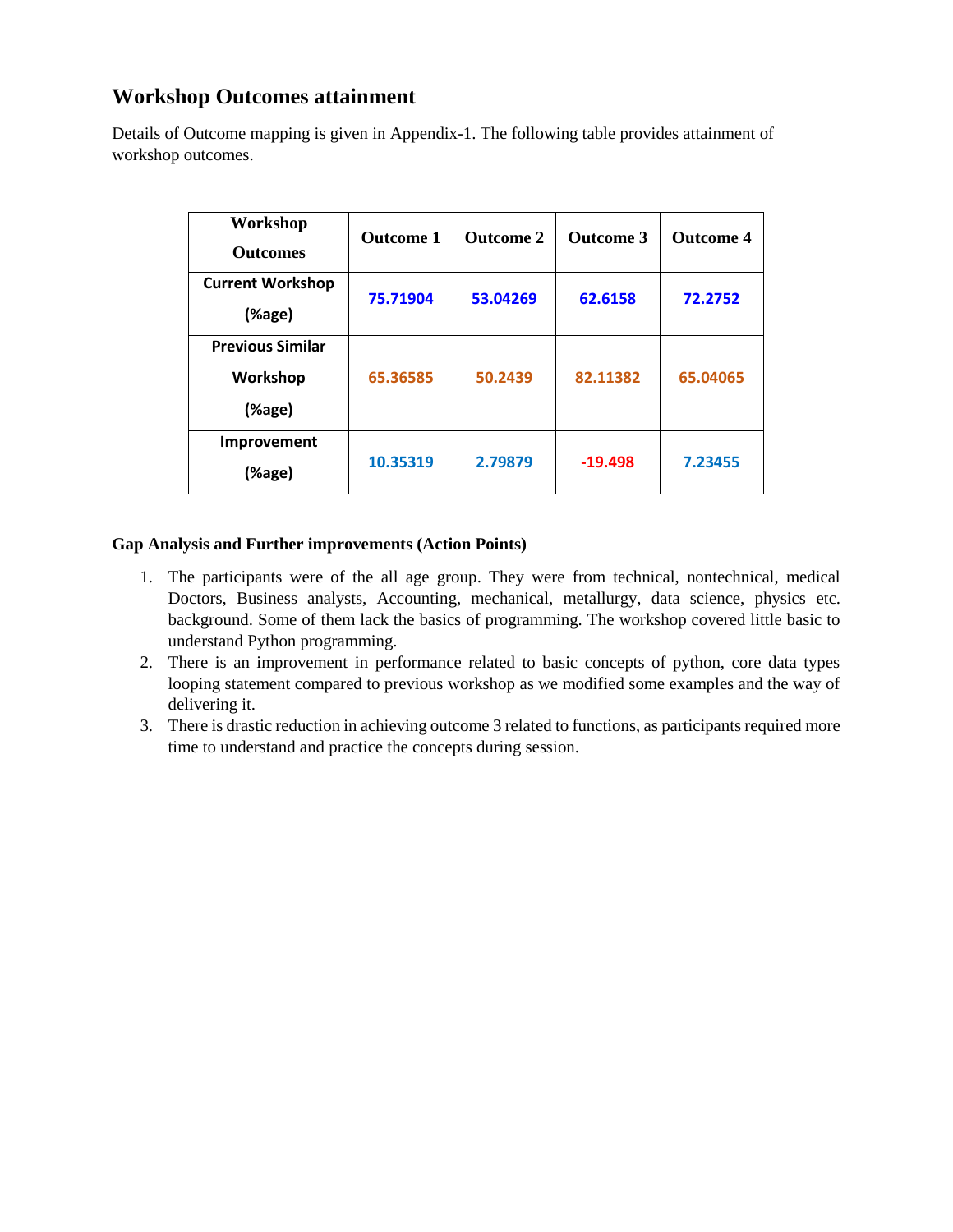## Workshop Outcomes attainment

Details of Outcome mapping is given in Appendix-1. The following table provides attainment of workshop outcomes.

| Workshop Outcomes | Outcome 1 | Outcome 2 | Outcome 3 | Outcome 4 |
|---|---|---|---|---|
| **Current Workshop (%age)** | 75.71904 | 53.04269 | 62.6158 | 72.2752 |
| **Previous Similar Workshop (%age)** | 65.36585 | 50.2439 | 82.11382 | 65.04065 |
| **Improvement (%age)** | 10.35319 | 2.79879 | -19.498 | 7.23455 |

**Gap Analysis and Further improvements (Action Points)**

1. The participants were of the all age group. They were from technical, nontechnical, medical Doctors, Business analysts, Accounting, mechanical, metallurgy, data science, physics etc. background. Some of them lack the basics of programming. The workshop covered little basic to understand Python programming.
2. There is an improvement in performance related to basic concepts of python, core data types looping statement compared to previous workshop as we modified some examples and the way of delivering it.
3. There is drastic reduction in achieving outcome 3 related to functions, as participants required more time to understand and practice the concepts during session.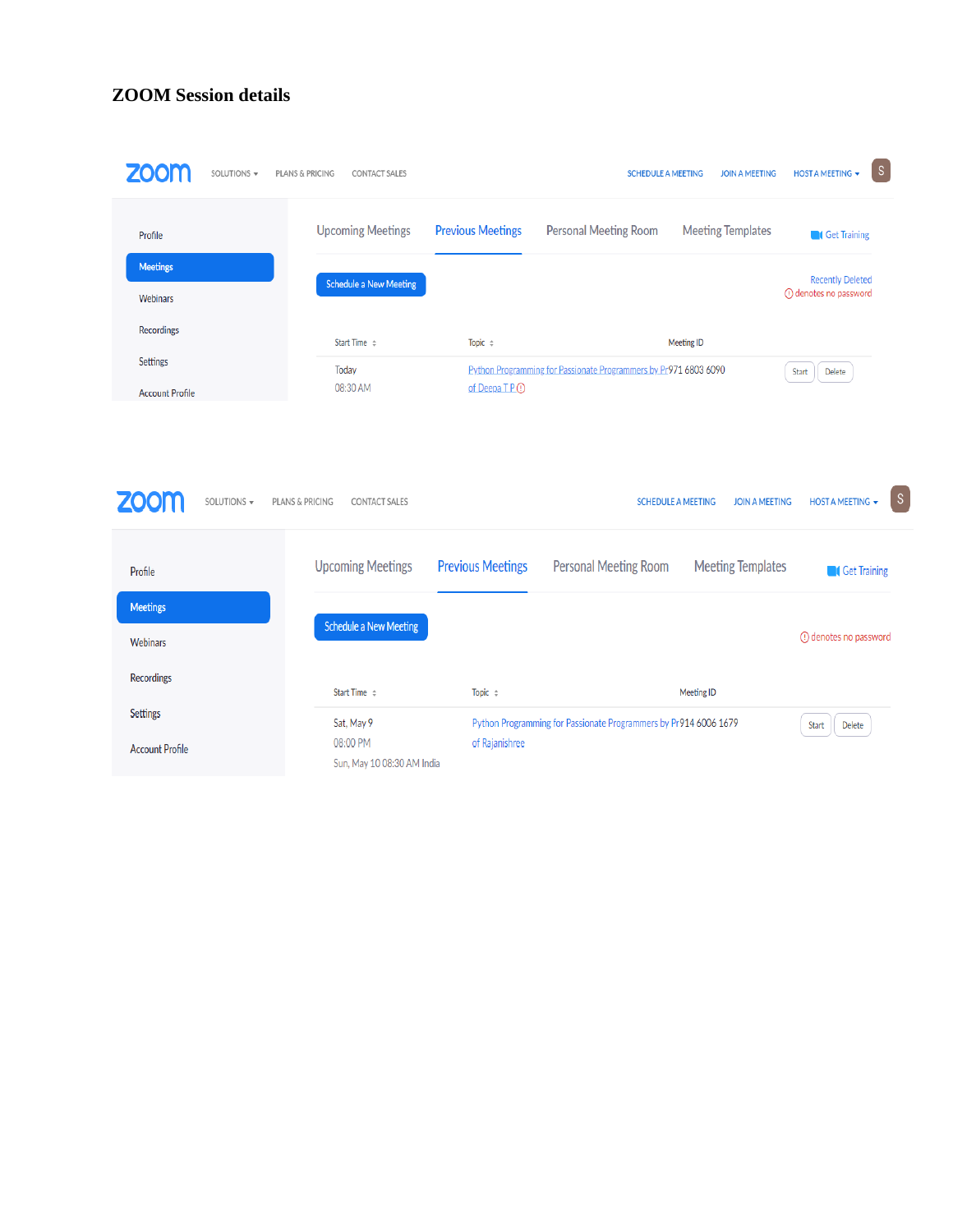**ZOOM Session details**

zoom SOLUTIONS ▾ PLANS & PRICING CONTACT SALES SCHEDULE A MEETING JOIN A MEETING HOST A MEETING ▾ S

Profile
Meetings
Webinars
Recordings
Settings
Account Profile

Upcoming Meetings | Previous Meetings | Personal Meeting Room | Meeting Templates | Get Training

Schedule a New Meeting

Recently Deleted
ⓘ denotes no password

| Start Time | Topic | Meeting ID | |
|---|---|---|---|
| Today 08:30 AM | Python Programming for Passionate Programmers by Pr of Deepa T P ⓘ | 971 6803 6090 | Start Delete |

zoom SOLUTIONS ▾ PLANS & PRICING CONTACT SALES SCHEDULE A MEETING JOIN A MEETING HOST A MEETING ▾ S

Profile
Meetings
Webinars
Recordings
Settings
Account Profile

Upcoming Meetings | Previous Meetings | Personal Meeting Room | Meeting Templates | Get Training

Schedule a New Meeting

ⓘ denotes no password

| Start Time | Topic | Meeting ID | |
|---|---|---|---|
| Sat, May 9 08:00 PM Sun, May 10 08:30 AM India | Python Programming for Passionate Programmers by Pr of Rajanishree | 914 6006 1679 | Start Delete |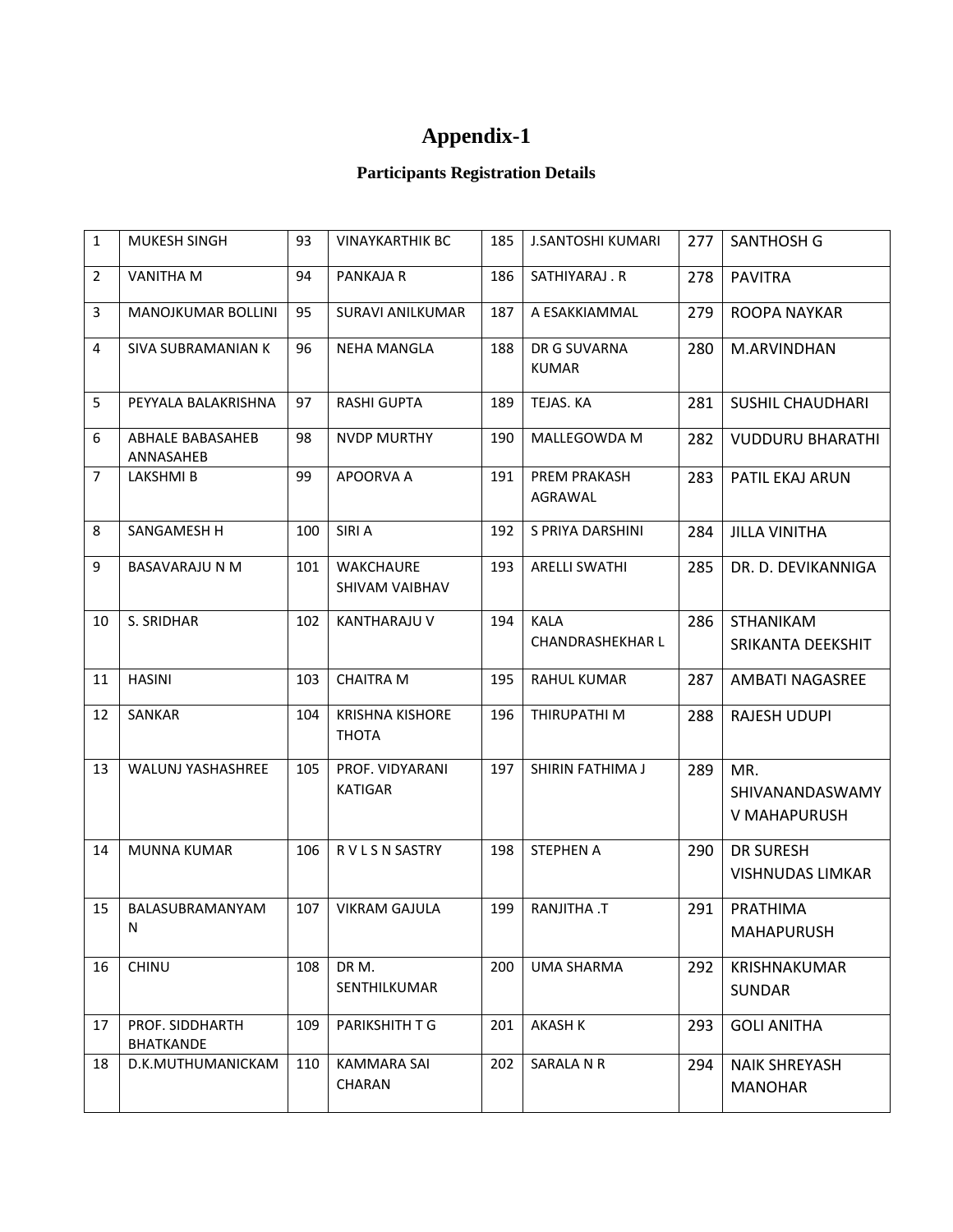# Appendix-1

## Participants Registration Details

| 1 | MUKESH SINGH | 93 | VINAYKARTHIK BC | 185 | J.SANTOSHI KUMARI | 277 | SANTHOSH G |
|---|---|---|---|---|---|---|---|
| 2 | VANITHA M | 94 | PANKAJA R | 186 | SATHIYARAJ . R | 278 | PAVITRA |
| 3 | MANOJKUMAR BOLLINI | 95 | SURAVI ANILKUMAR | 187 | A ESAKKIAMMAL | 279 | ROOPA NAYKAR |
| 4 | SIVA SUBRAMANIAN K | 96 | NEHA MANGLA | 188 | DR G SUVARNA KUMAR | 280 | M.ARVINDHAN |
| 5 | PEYYALA BALAKRISHNA | 97 | RASHI GUPTA | 189 | TEJAS. KA | 281 | SUSHIL CHAUDHARI |
| 6 | ABHALE BABASAHEB ANNASAHEB | 98 | NVDP MURTHY | 190 | MALLEGOWDA M | 282 | VUDDURU BHARATHI |
| 7 | LAKSHMI B | 99 | APOORVA A | 191 | PREM PRAKASH AGRAWAL | 283 | PATIL EKAJ ARUN |
| 8 | SANGAMESH H | 100 | SIRI A | 192 | S PRIYA DARSHINI | 284 | JILLA VINITHA |
| 9 | BASAVARAJU N M | 101 | WAKCHAURE SHIVAM VAIBHAV | 193 | ARELLI SWATHI | 285 | DR. D. DEVIKANNIGA |
| 10 | S. SRIDHAR | 102 | KANTHARAJU V | 194 | KALA CHANDRASHEKHAR L | 286 | STHANIKAM SRIKANTA DEEKSHIT |
| 11 | HASINI | 103 | CHAITRA M | 195 | RAHUL KUMAR | 287 | AMBATI NAGASREE |
| 12 | SANKAR | 104 | KRISHNA KISHORE THOTA | 196 | THIRUPATHI M | 288 | RAJESH UDUPI |
| 13 | WALUNJ YASHASHREE | 105 | PROF. VIDYARANI KATIGAR | 197 | SHIRIN FATHIMA J | 289 | MR. SHIVANANDASWAMY V MAHAPURUSH |
| 14 | MUNNA KUMAR | 106 | R V L S N SASTRY | 198 | STEPHEN A | 290 | DR SURESH VISHNUDAS LIMKAR |
| 15 | BALASUBRAMANYAM N | 107 | VIKRAM GAJULA | 199 | RANJITHA .T | 291 | PRATHIMA MAHAPURUSH |
| 16 | CHINU | 108 | DR M. SENTHILKUMAR | 200 | UMA SHARMA | 292 | KRISHNAKUMAR SUNDAR |
| 17 | PROF. SIDDHARTH BHATKANDE | 109 | PARIKSHITH T G | 201 | AKASH K | 293 | GOLI ANITHA |
| 18 | D.K.MUTHUMANICKAM | 110 | KAMMARA SAI CHARAN | 202 | SARALA N R | 294 | NAIK SHREYASH MANOHAR |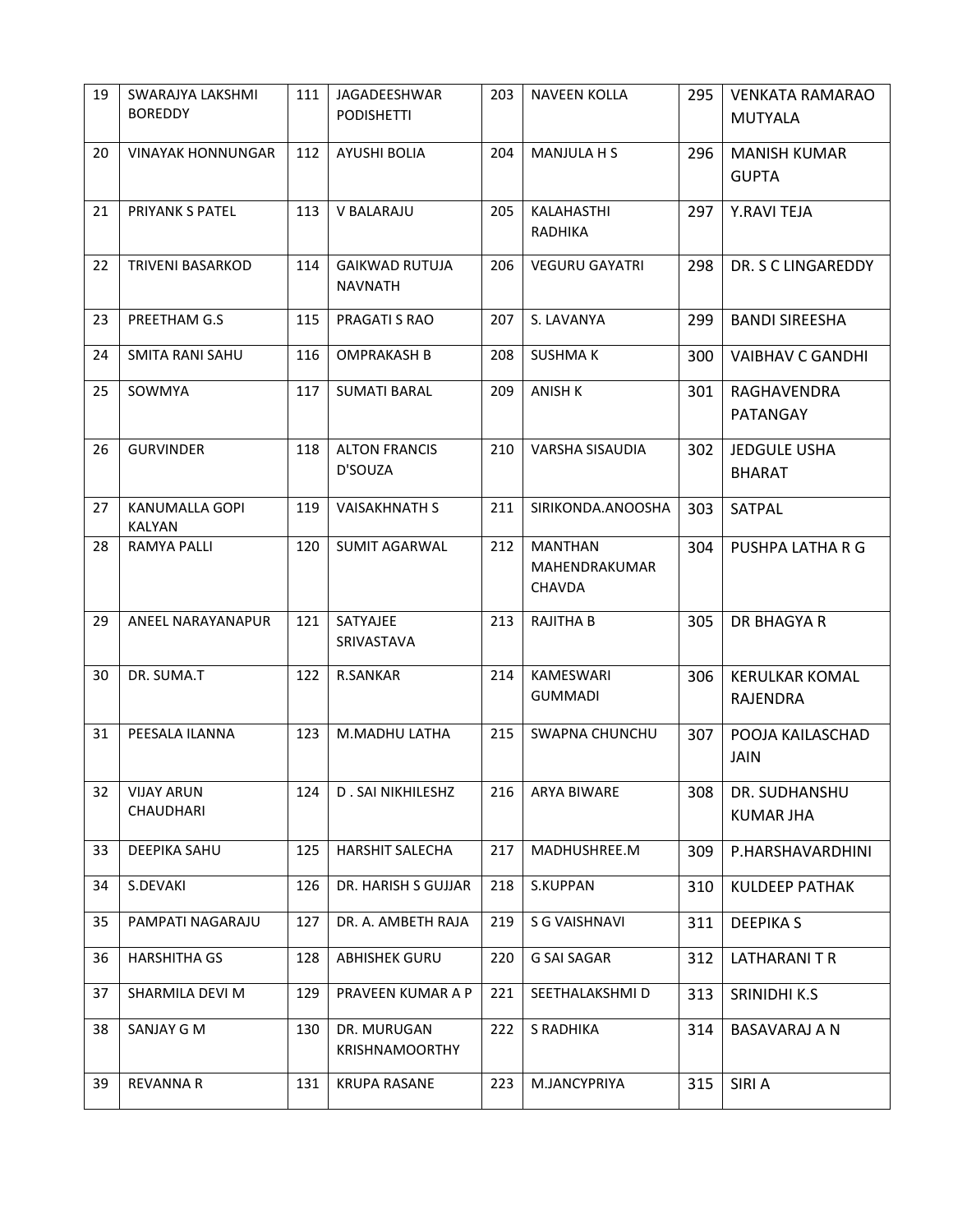| 19 | SWARAJYA LAKSHMI BOREDDY | 111 | JAGADEESHWAR PODISHETTI | 203 | NAVEEN KOLLA | 295 | VENKATA RAMARAO MUTYALA |
|---|---|---|---|---|---|---|---|
| 20 | VINAYAK HONNUNGAR | 112 | AYUSHI BOLIA | 204 | MANJULA H S | 296 | MANISH KUMAR GUPTA |
| 21 | PRIYANK S PATEL | 113 | V BALARAJU | 205 | KALAHASTHI RADHIKA | 297 | Y.RAVI TEJA |
| 22 | TRIVENI BASARKOD | 114 | GAIKWAD RUTUJA NAVNATH | 206 | VEGURU GAYATRI | 298 | DR. S C LINGAREDDY |
| 23 | PREETHAM G.S | 115 | PRAGATI S RAO | 207 | S. LAVANYA | 299 | BANDI SIREESHA |
| 24 | SMITA RANI SAHU | 116 | OMPRAKASH B | 208 | SUSHMA K | 300 | VAIBHAV C GANDHI |
| 25 | SOWMYA | 117 | SUMATI BARAL | 209 | ANISH K | 301 | RAGHAVENDRA PATANGAY |
| 26 | GURVINDER | 118 | ALTON FRANCIS D'SOUZA | 210 | VARSHA SISAUDIA | 302 | JEDGULE USHA BHARAT |
| 27 | KANUMALLA GOPI KALYAN | 119 | VAISAKHNATH S | 211 | SIRIKONDA.ANOOSHA | 303 | SATPAL |
| 28 | RAMYA PALLI | 120 | SUMIT AGARWAL | 212 | MANTHAN MAHENDRAKUMAR CHAVDA | 304 | PUSHPA LATHA R G |
| 29 | ANEEL NARAYANAPUR | 121 | SATYAJEE SRIVASTAVA | 213 | RAJITHA B | 305 | DR BHAGYA R |
| 30 | DR. SUMA.T | 122 | R.SANKAR | 214 | KAMESWARI GUMMADI | 306 | KERULKAR KOMAL RAJENDRA |
| 31 | PEESALA ILANNA | 123 | M.MADHU LATHA | 215 | SWAPNA CHUNCHU | 307 | POOJA KAILASCHAD JAIN |
| 32 | VIJAY ARUN CHAUDHARI | 124 | D . SAI NIKHILESHZ | 216 | ARYA BIWARE | 308 | DR. SUDHANSHU KUMAR JHA |
| 33 | DEEPIKA SAHU | 125 | HARSHIT SALECHA | 217 | MADHUSHREE.M | 309 | P.HARSHAVARDHINI |
| 34 | S.DEVAKI | 126 | DR. HARISH S GUJJAR | 218 | S.KUPPAN | 310 | KULDEEP PATHAK |
| 35 | PAMPATI NAGARAJU | 127 | DR. A. AMBETH RAJA | 219 | S G VAISHNAVI | 311 | DEEPIKA S |
| 36 | HARSHITHA GS | 128 | ABHISHEK GURU | 220 | G SAI SAGAR | 312 | LATHARANI T R |
| 37 | SHARMILA DEVI M | 129 | PRAVEEN KUMAR A P | 221 | SEETHALAKSHMI D | 313 | SRINIDHI K.S |
| 38 | SANJAY G M | 130 | DR. MURUGAN KRISHNAMOORTHY | 222 | S RADHIKA | 314 | BASAVARAJ A N |
| 39 | REVANNA R | 131 | KRUPA RASANE | 223 | M.JANCYPRIYA | 315 | SIRI A |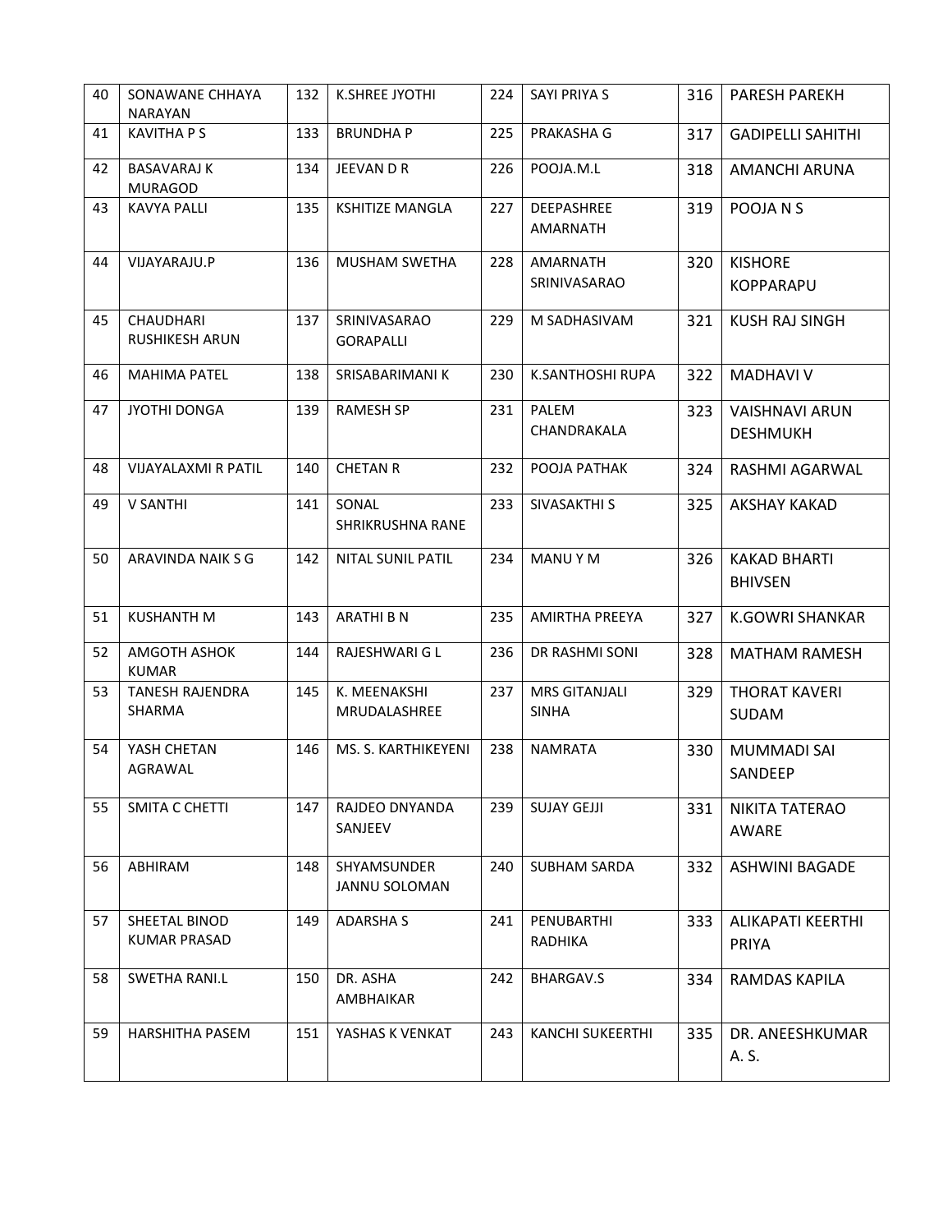| 40 | SONAWANE CHHAYA NARAYAN | 132 | K.SHREE JYOTHI | 224 | SAYI PRIYA S | 316 | PARESH PAREKH |
|---|---|---|---|---|---|---|---|
| 41 | KAVITHA P S | 133 | BRUNDHA P | 225 | PRAKASHA G | 317 | GADIPELLI SAHITHI |
| 42 | BASAVARAJ K MURAGOD | 134 | JEEVAN D R | 226 | POOJA.M.L | 318 | AMANCHI ARUNA |
| 43 | KAVYA PALLI | 135 | KSHITIZE MANGLA | 227 | DEEPASHREE AMARNATH | 319 | POOJA N S |
| 44 | VIJAYARAJU.P | 136 | MUSHAM SWETHA | 228 | AMARNATH SRINIVASARAO | 320 | KISHORE KOPPARAPU |
| 45 | CHAUDHARI RUSHIKESH ARUN | 137 | SRINIVASARAO GORAPALLI | 229 | M SADHASIVAM | 321 | KUSH RAJ SINGH |
| 46 | MAHIMA PATEL | 138 | SRISABARIMANI K | 230 | K.SANTHOSHI RUPA | 322 | MADHAVI V |
| 47 | JYOTHI DONGA | 139 | RAMESH SP | 231 | PALEM CHANDRAKALA | 323 | VAISHNAVI ARUN DESHMUKH |
| 48 | VIJAYALAXMI R PATIL | 140 | CHETAN R | 232 | POOJA PATHAK | 324 | RASHMI AGARWAL |
| 49 | V SANTHI | 141 | SONAL SHRIKRUSHNA RANE | 233 | SIVASAKTHI S | 325 | AKSHAY KAKAD |
| 50 | ARAVINDA NAIK S G | 142 | NITAL SUNIL PATIL | 234 | MANU Y M | 326 | KAKAD BHARTI BHIVSEN |
| 51 | KUSHANTH M | 143 | ARATHI B N | 235 | AMIRTHA PREEYA | 327 | K.GOWRI SHANKAR |
| 52 | AMGOTH ASHOK KUMAR | 144 | RAJESHWARI G L | 236 | DR RASHMI SONI | 328 | MATHAM RAMESH |
| 53 | TANESH RAJENDRA SHARMA | 145 | K. MEENAKSHI MRUDALASHREE | 237 | MRS GITANJALI SINHA | 329 | THORAT KAVERI SUDAM |
| 54 | YASH CHETAN AGRAWAL | 146 | MS. S. KARTHIKEYENI | 238 | NAMRATA | 330 | MUMMADI SAI SANDEEP |
| 55 | SMITA C CHETTI | 147 | RAJDEO DNYANDA SANJEEV | 239 | SUJAY GEJJI | 331 | NIKITA TATERAO AWARE |
| 56 | ABHIRAM | 148 | SHYAMSUNDER JANNU SOLOMAN | 240 | SUBHAM SARDA | 332 | ASHWINI BAGADE |
| 57 | SHEETAL BINOD KUMAR PRASAD | 149 | ADARSHA S | 241 | PENUBARTHI RADHIKA | 333 | ALIKAPATI KEERTHI PRIYA |
| 58 | SWETHA RANI.L | 150 | DR. ASHA AMBHAIKAR | 242 | BHARGAV.S | 334 | RAMDAS KAPILA |
| 59 | HARSHITHA PASEM | 151 | YASHAS K VENKAT | 243 | KANCHI SUKEERTHI | 335 | DR. ANEESHKUMAR A. S. |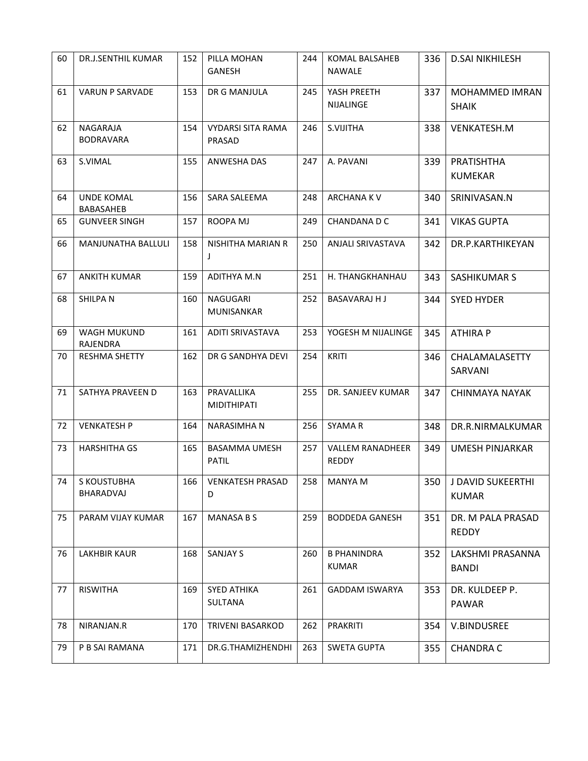| 60 | DR.J.SENTHIL KUMAR | 152 | PILLA MOHAN GANESH | 244 | KOMAL BALSAHEB NAWALE | 336 | D.SAI NIKHILESH |
|---|---|---|---|---|---|---|---|
| 61 | VARUN P SARVADE | 153 | DR G MANJULA | 245 | YASH PREETH NIJALINGE | 337 | MOHAMMED IMRAN SHAIK |
| 62 | NAGARAJA BODRAVARA | 154 | VYDARSI SITA RAMA PRASAD | 246 | S.VIJITHA | 338 | VENKATESH.M |
| 63 | S.VIMAL | 155 | ANWESHA DAS | 247 | A. PAVANI | 339 | PRATISHTHA KUMEKAR |
| 64 | UNDE KOMAL BABASAHEB | 156 | SARA SALEEMA | 248 | ARCHANA K V | 340 | SRINIVASAN.N |
| 65 | GUNVEER SINGH | 157 | ROOPA MJ | 249 | CHANDANA D C | 341 | VIKAS GUPTA |
| 66 | MANJUNATHA BALLULI | 158 | NISHITHA MARIAN R J | 250 | ANJALI SRIVASTAVA | 342 | DR.P.KARTHIKEYAN |
| 67 | ANKITH KUMAR | 159 | ADITHYA M.N | 251 | H. THANGKHANHAU | 343 | SASHIKUMAR S |
| 68 | SHILPA N | 160 | NAGUGARI MUNISANKAR | 252 | BASAVARAJ H J | 344 | SYED HYDER |
| 69 | WAGH MUKUND RAJENDRA | 161 | ADITI SRIVASTAVA | 253 | YOGESH M NIJALINGE | 345 | ATHIRA P |
| 70 | RESHMA SHETTY | 162 | DR G SANDHYA DEVI | 254 | KRITI | 346 | CHALAMALASETTY SARVANI |
| 71 | SATHYA PRAVEEN D | 163 | PRAVALLIKA MIDITHIPATI | 255 | DR. SANJEEV KUMAR | 347 | CHINMAYA NAYAK |
| 72 | VENKATESH P | 164 | NARASIMHA N | 256 | SYAMA R | 348 | DR.R.NIRMALKUMAR |
| 73 | HARSHITHA GS | 165 | BASAMMA UMESH PATIL | 257 | VALLEM RANADHEER REDDY | 349 | UMESH PINJARKAR |
| 74 | S KOUSTUBHA BHARADVAJ | 166 | VENKATESH PRASAD D | 258 | MANYA M | 350 | J DAVID SUKEERTHI KUMAR |
| 75 | PARAM VIJAY KUMAR | 167 | MANASA B S | 259 | BODDEDA GANESH | 351 | DR. M PALA PRASAD REDDY |
| 76 | LAKHBIR KAUR | 168 | SANJAY S | 260 | B PHANINDRA KUMAR | 352 | LAKSHMI PRASANNA BANDI |
| 77 | RISWITHA | 169 | SYED ATHIKA SULTANA | 261 | GADDAM ISWARYA | 353 | DR. KULDEEP P. PAWAR |
| 78 | NIRANJAN.R | 170 | TRIVENI BASARKOD | 262 | PRAKRITI | 354 | V.BINDUSREE |
| 79 | P B SAI RAMANA | 171 | DR.G.THAMIZHENDHI | 263 | SWETA GUPTA | 355 | CHANDRA C |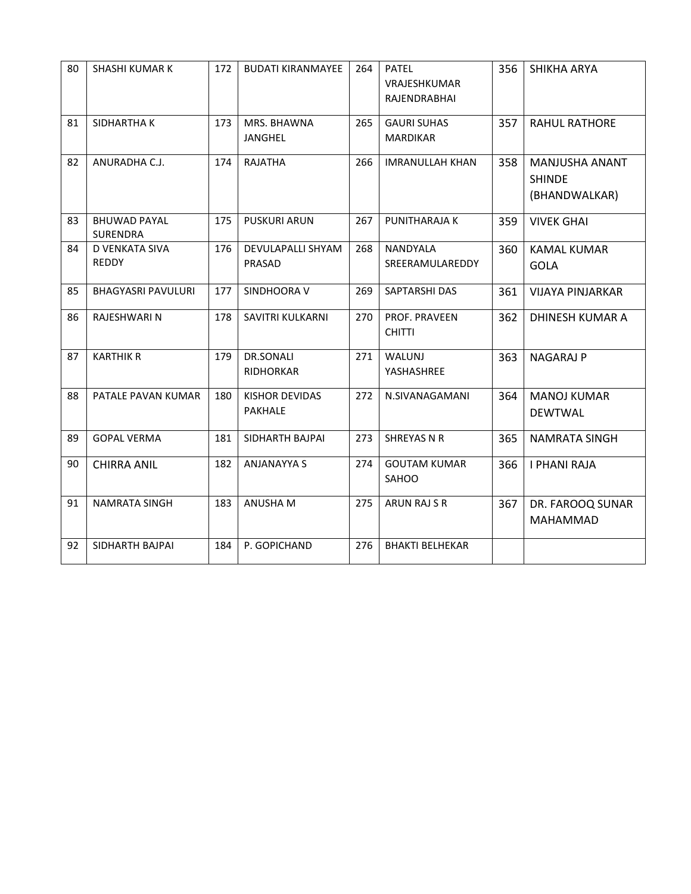| 80 | SHASHI KUMAR K | 172 | BUDATI KIRANMAYEE | 264 | PATEL VRAJESHKUMAR RAJENDRABHAI | 356 | SHIKHA ARYA |
|---|---|---|---|---|---|---|---|
| 81 | SIDHARTHA K | 173 | MRS. BHAWNA JANGHEL | 265 | GAURI SUHAS MARDIKAR | 357 | RAHUL RATHORE |
| 82 | ANURADHA C.J. | 174 | RAJATHA | 266 | IMRANULLAH KHAN | 358 | MANJUSHA ANANT SHINDE (BHANDWALKAR) |
| 83 | BHUWAD PAYAL SURENDRA | 175 | PUSKURI ARUN | 267 | PUNITHARAJA K | 359 | VIVEK GHAI |
| 84 | D VENKATA SIVA REDDY | 176 | DEVULAPALLI SHYAM PRASAD | 268 | NANDYALA SREERAMULAREDDY | 360 | KAMAL KUMAR GOLA |
| 85 | BHAGYASRI PAVULURI | 177 | SINDHOORA V | 269 | SAPTARSHI DAS | 361 | VIJAYA PINJARKAR |
| 86 | RAJESHWARI N | 178 | SAVITRI KULKARNI | 270 | PROF. PRAVEEN CHITTI | 362 | DHINESH KUMAR A |
| 87 | KARTHIK R | 179 | DR.SONALI RIDHORKAR | 271 | WALUNJ YASHASHREE | 363 | NAGARAJ P |
| 88 | PATALE PAVAN KUMAR | 180 | KISHOR DEVIDAS PAKHALE | 272 | N.SIVANAGAMANI | 364 | MANOJ KUMAR DEWTWAL |
| 89 | GOPAL VERMA | 181 | SIDHARTH BAJPAI | 273 | SHREYAS N R | 365 | NAMRATA SINGH |
| 90 | CHIRRA ANIL | 182 | ANJANAYYA S | 274 | GOUTAM KUMAR SAHOO | 366 | I PHANI RAJA |
| 91 | NAMRATA SINGH | 183 | ANUSHA M | 275 | ARUN RAJ S R | 367 | DR. FAROOQ SUNAR MAHAMMAD |
| 92 | SIDHARTH BAJPAI | 184 | P. GOPICHAND | 276 | BHAKTI BELHEKAR | | |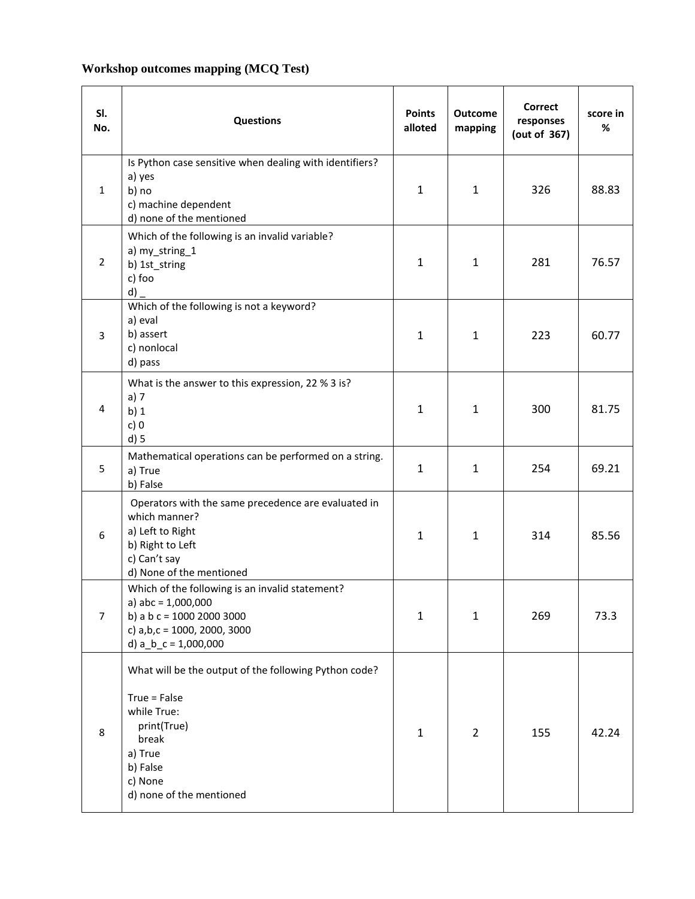### Workshop outcomes mapping (MCQ Test)

| Sl. No. | Questions | Points alloted | Outcome mapping | Correct responses (out of 367) | score in % |
|---|---|---|---|---|---|
| 1 | Is Python case sensitive when dealing with identifiers?<br>a) yes<br>b) no<br>c) machine dependent<br>d) none of the mentioned | 1 | 1 | 326 | 88.83 |
| 2 | Which of the following is an invalid variable?<br>a) my_string_1<br>b) 1st_string<br>c) foo<br>d) _ | 1 | 1 | 281 | 76.57 |
| 3 | Which of the following is not a keyword?<br>a) eval<br>b) assert<br>c) nonlocal<br>d) pass | 1 | 1 | 223 | 60.77 |
| 4 | What is the answer to this expression, 22 % 3 is?<br>a) 7<br>b) 1<br>c) 0<br>d) 5 | 1 | 1 | 300 | 81.75 |
| 5 | Mathematical operations can be performed on a string.<br>a) True<br>b) False | 1 | 1 | 254 | 69.21 |
| 6 | Operators with the same precedence are evaluated in which manner?<br>a) Left to Right<br>b) Right to Left<br>c) Can't say<br>d) None of the mentioned | 1 | 1 | 314 | 85.56 |
| 7 | Which of the following is an invalid statement?<br>a) abc = 1,000,000<br>b) a b c = 1000 2000 3000<br>c) a,b,c = 1000, 2000, 3000<br>d) a_b_c = 1,000,000 | 1 | 1 | 269 | 73.3 |
| 8 | What will be the output of the following Python code?<br><br>True = False<br>while True:<br>&nbsp;&nbsp;&nbsp;&nbsp;print(True)<br>&nbsp;&nbsp;&nbsp;&nbsp;break<br>a) True<br>b) False<br>c) None<br>d) none of the mentioned | 1 | 2 | 155 | 42.24 |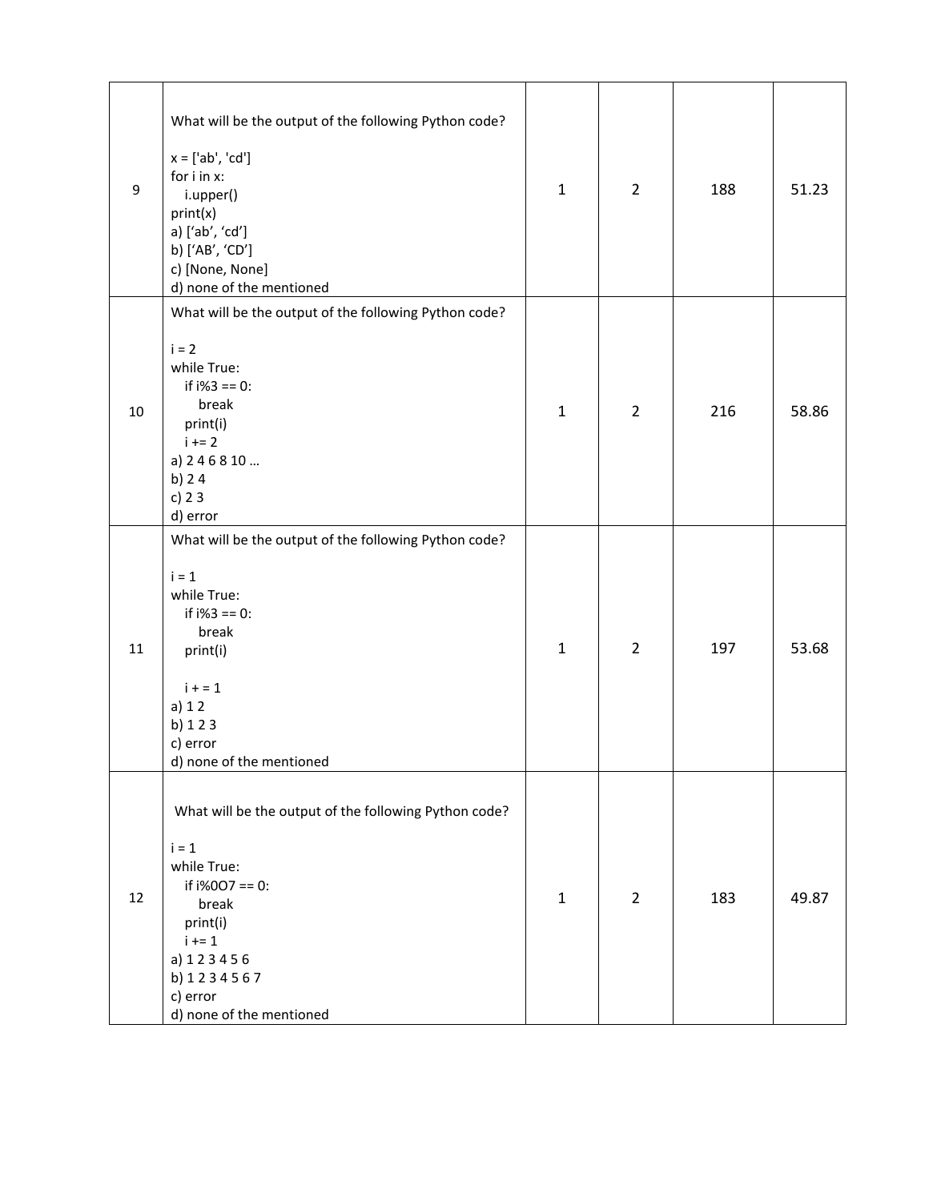| 9 | What will be the output of the following Python code?<br><br>x = ['ab', 'cd']<br>for i in x:<br>&nbsp;&nbsp;&nbsp;i.upper()<br>print(x)<br>a) [‘ab’, ‘cd’]<br>b) [‘AB’, ‘CD’]<br>c) [None, None]<br>d) none of the mentioned | 1 | 2 | 188 | 51.23 |
|---|---|---|---|---|---|
| 10 | What will be the output of the following Python code?<br><br>i = 2<br>while True:<br>&nbsp;&nbsp;&nbsp;if i%3 == 0:<br>&nbsp;&nbsp;&nbsp;&nbsp;&nbsp;&nbsp;break<br>&nbsp;&nbsp;&nbsp;print(i)<br>&nbsp;&nbsp;&nbsp;i += 2<br>a) 2 4 6 8 10 …<br>b) 2 4<br>c) 2 3<br>d) error | 1 | 2 | 216 | 58.86 |
| 11 | What will be the output of the following Python code?<br><br>i = 1<br>while True:<br>&nbsp;&nbsp;&nbsp;if i%3 == 0:<br>&nbsp;&nbsp;&nbsp;&nbsp;&nbsp;&nbsp;break<br>&nbsp;&nbsp;&nbsp;print(i)<br><br>&nbsp;&nbsp;&nbsp;i + = 1<br>a) 1 2<br>b) 1 2 3<br>c) error<br>d) none of the mentioned | 1 | 2 | 197 | 53.68 |
| 12 | What will be the output of the following Python code?<br><br>i = 1<br>while True:<br>&nbsp;&nbsp;&nbsp;if i%0O7 == 0:<br>&nbsp;&nbsp;&nbsp;&nbsp;&nbsp;&nbsp;break<br>&nbsp;&nbsp;&nbsp;print(i)<br>&nbsp;&nbsp;&nbsp;i += 1<br>a) 1 2 3 4 5 6<br>b) 1 2 3 4 5 6 7<br>c) error<br>d) none of the mentioned | 1 | 2 | 183 | 49.87 |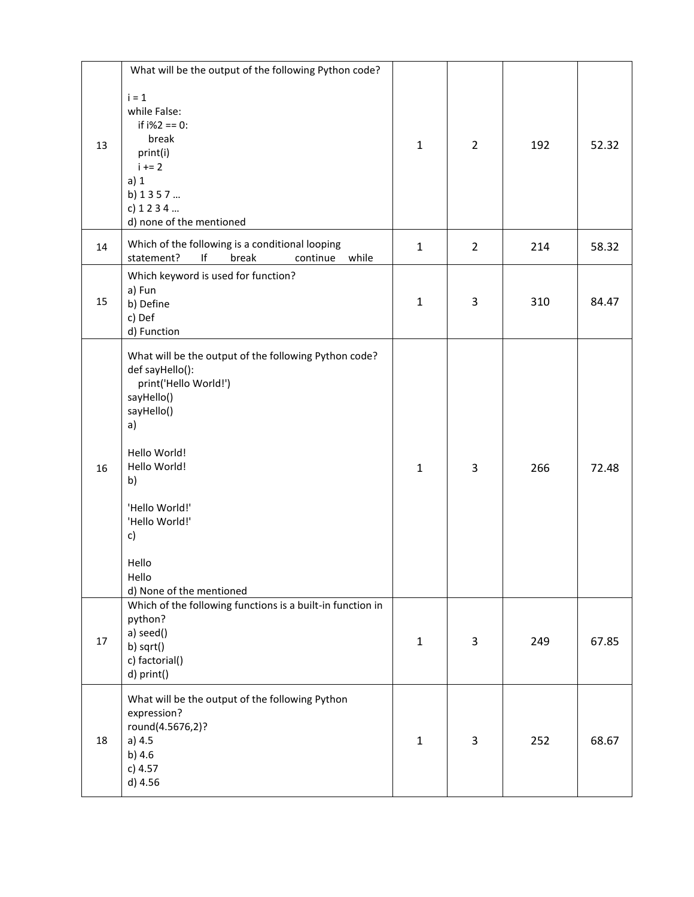| 13 | What will be the output of the following Python code?<br><br>i = 1<br>while False:<br>&nbsp;&nbsp;&nbsp;if i%2 == 0:<br>&nbsp;&nbsp;&nbsp;&nbsp;&nbsp;&nbsp;break<br>&nbsp;&nbsp;&nbsp;print(i)<br>&nbsp;&nbsp;&nbsp;i += 2<br>a) 1<br>b) 1 3 5 7 …<br>c) 1 2 3 4 …<br>d) none of the mentioned | 1 | 2 | 192 | 52.32 |
|---|---|---|---|---|---|
| 14 | Which of the following is a conditional looping statement? If break continue while | 1 | 2 | 214 | 58.32 |
| 15 | Which keyword is used for function?<br>a) Fun<br>b) Define<br>c) Def<br>d) Function | 1 | 3 | 310 | 84.47 |
| 16 | What will be the output of the following Python code?<br>def sayHello():<br>&nbsp;&nbsp;&nbsp;print('Hello World!')<br>sayHello()<br>sayHello()<br>a)<br><br>Hello World!<br>Hello World!<br>b)<br><br>'Hello World!'<br>'Hello World!'<br>c)<br><br>Hello<br>Hello<br>d) None of the mentioned | 1 | 3 | 266 | 72.48 |
| 17 | Which of the following functions is a built-in function in python?<br>a) seed()<br>b) sqrt()<br>c) factorial()<br>d) print() | 1 | 3 | 249 | 67.85 |
| 18 | What will be the output of the following Python expression?<br>round(4.5676,2)?<br>a) 4.5<br>b) 4.6<br>c) 4.57<br>d) 4.56 | 1 | 3 | 252 | 68.67 |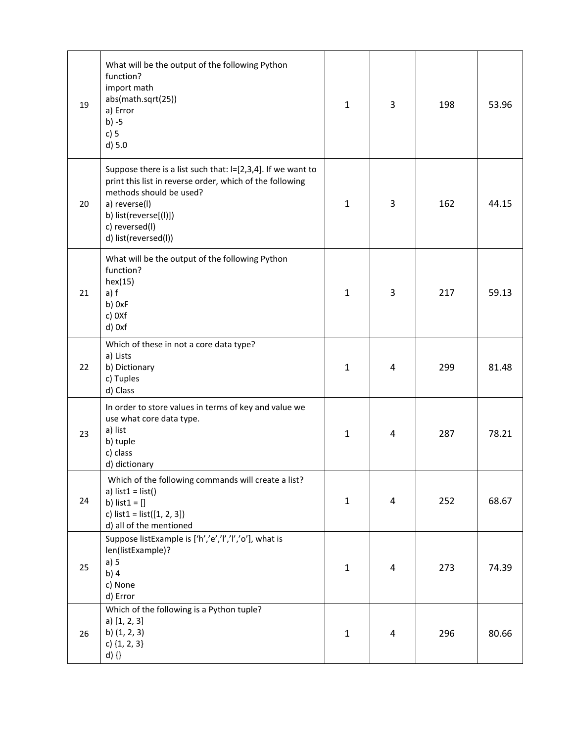| 19 | What will be the output of the following Python function?<br>import math<br>abs(math.sqrt(25))<br>a) Error<br>b) -5<br>c) 5<br>d) 5.0 | 1 | 3 | 198 | 53.96 |
|---|---|---|---|---|---|
| 20 | Suppose there is a list such that: l=[2,3,4]. If we want to print this list in reverse order, which of the following methods should be used?<br>a) reverse(l)<br>b) list(reverse[(l)])<br>c) reversed(l)<br>d) list(reversed(l)) | 1 | 3 | 162 | 44.15 |
| 21 | What will be the output of the following Python function?<br>hex(15)<br>a) f<br>b) 0xF<br>c) 0Xf<br>d) 0xf | 1 | 3 | 217 | 59.13 |
| 22 | Which of these in not a core data type?<br>a) Lists<br>b) Dictionary<br>c) Tuples<br>d) Class | 1 | 4 | 299 | 81.48 |
| 23 | In order to store values in terms of key and value we use what core data type.<br>a) list<br>b) tuple<br>c) class<br>d) dictionary | 1 | 4 | 287 | 78.21 |
| 24 | Which of the following commands will create a list?<br>a) list1 = list()<br>b) list1 = []<br>c) list1 = list([1, 2, 3])<br>d) all of the mentioned | 1 | 4 | 252 | 68.67 |
| 25 | Suppose listExample is ['h','e','l','l','o'], what is len(listExample)?<br>a) 5<br>b) 4<br>c) None<br>d) Error | 1 | 4 | 273 | 74.39 |
| 26 | Which of the following is a Python tuple?<br>a) [1, 2, 3]<br>b) (1, 2, 3)<br>c) {1, 2, 3}<br>d) {} | 1 | 4 | 296 | 80.66 |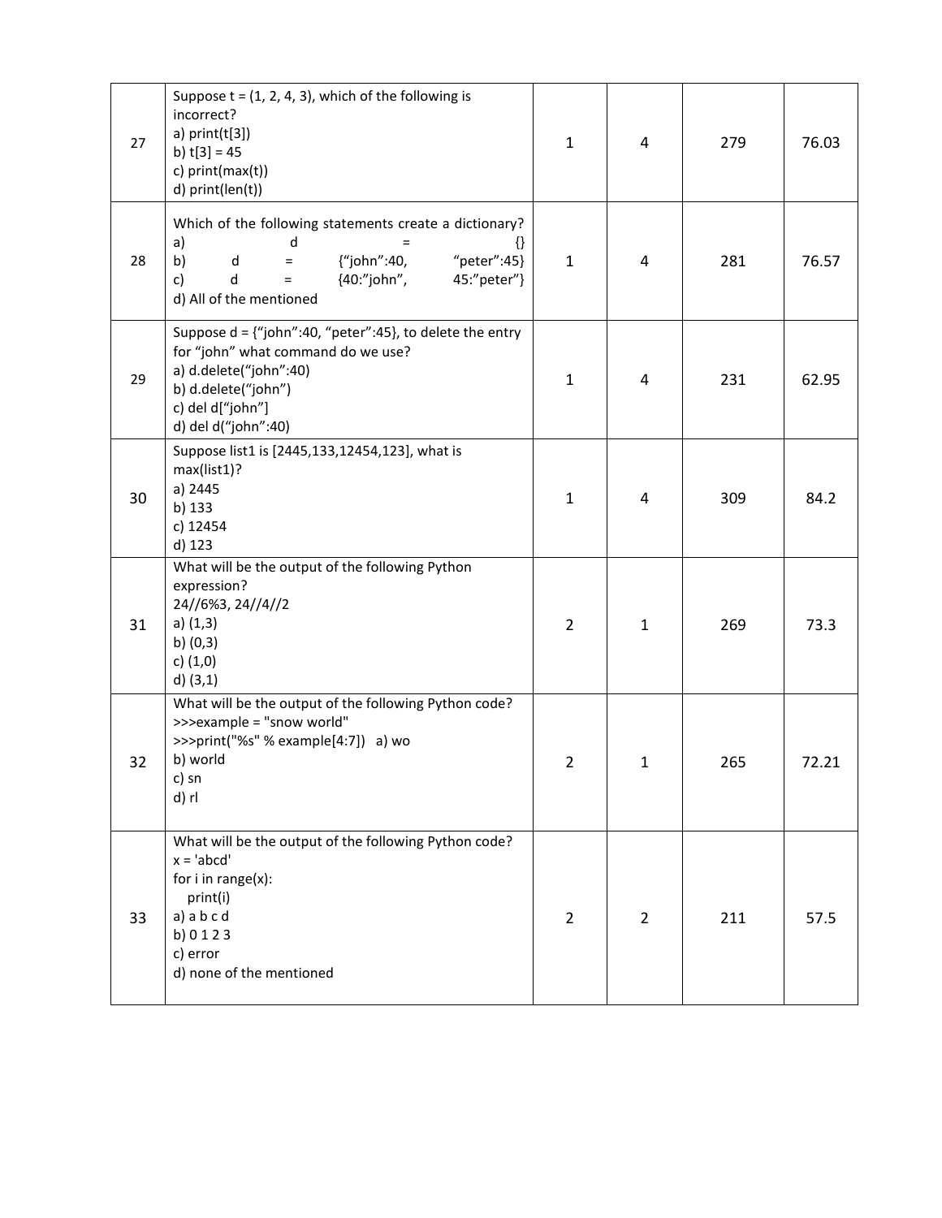| 27 | Suppose t = (1, 2, 4, 3), which of the following is incorrect?<br>a) print(t[3])<br>b) t[3] = 45<br>c) print(max(t))<br>d) print(len(t)) | 1 | 4 | 279 | 76.03 |
|---|---|---|---|---|---|
| 28 | Which of the following statements create a dictionary?<br>a) d = {}<br>b) d = {“john”:40, “peter”:45}<br>c) d = {40:”john”, 45:”peter”}<br>d) All of the mentioned | 1 | 4 | 281 | 76.57 |
| 29 | Suppose d = {“john”:40, “peter”:45}, to delete the entry for “john” what command do we use?<br>a) d.delete(“john”:40)<br>b) d.delete(“john”)<br>c) del d[“john”]<br>d) del d(“john”:40) | 1 | 4 | 231 | 62.95 |
| 30 | Suppose list1 is [2445,133,12454,123], what is max(list1)?<br>a) 2445<br>b) 133<br>c) 12454<br>d) 123 | 1 | 4 | 309 | 84.2 |
| 31 | What will be the output of the following Python expression?<br>24//6%3, 24//4//2<br>a) (1,3)<br>b) (0,3)<br>c) (1,0)<br>d) (3,1) | 2 | 1 | 269 | 73.3 |
| 32 | What will be the output of the following Python code?<br>>>>example = "snow world"<br>>>>print("%s" % example[4:7]) a) wo<br>b) world<br>c) sn<br>d) rl | 2 | 1 | 265 | 72.21 |
| 33 | What will be the output of the following Python code?<br>x = 'abcd'<br>for i in range(x):<br>print(i)<br>a) a b c d<br>b) 0 1 2 3<br>c) error<br>d) none of the mentioned | 2 | 2 | 211 | 57.5 |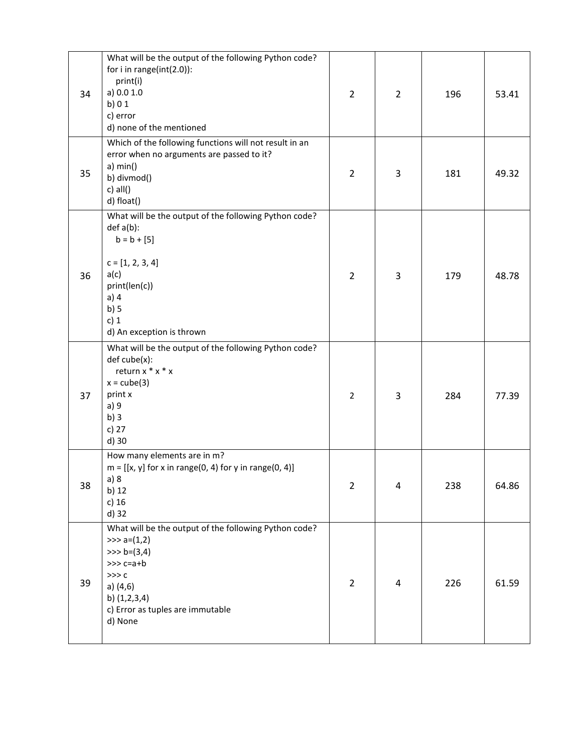| 34 | What will be the output of the following Python code?<br>for i in range(int(2.0)):<br>&nbsp;&nbsp;&nbsp;print(i)<br>a) 0.0 1.0<br>b) 0 1<br>c) error<br>d) none of the mentioned | 2 | 2 | 196 | 53.41 |
|---|---|---|---|---|---|
| 35 | Which of the following functions will not result in an error when no arguments are passed to it?<br>a) min()<br>b) divmod()<br>c) all()<br>d) float() | 2 | 3 | 181 | 49.32 |
| 36 | What will be the output of the following Python code?<br>def a(b):<br>&nbsp;&nbsp;&nbsp;b = b + [5]<br><br>c = [1, 2, 3, 4]<br>a(c)<br>print(len(c))<br>a) 4<br>b) 5<br>c) 1<br>d) An exception is thrown | 2 | 3 | 179 | 48.78 |
| 37 | What will be the output of the following Python code?<br>def cube(x):<br>&nbsp;&nbsp;&nbsp;return x * x * x<br>x = cube(3)<br>print x<br>a) 9<br>b) 3<br>c) 27<br>d) 30 | 2 | 3 | 284 | 77.39 |
| 38 | How many elements are in m?<br>m = [[x, y] for x in range(0, 4) for y in range(0, 4)]<br>a) 8<br>b) 12<br>c) 16<br>d) 32 | 2 | 4 | 238 | 64.86 |
| 39 | What will be the output of the following Python code?<br>>>> a=(1,2)<br>>>> b=(3,4)<br>>>> c=a+b<br>>>> c<br>a) (4,6)<br>b) (1,2,3,4)<br>c) Error as tuples are immutable<br>d) None | 2 | 4 | 226 | 61.59 |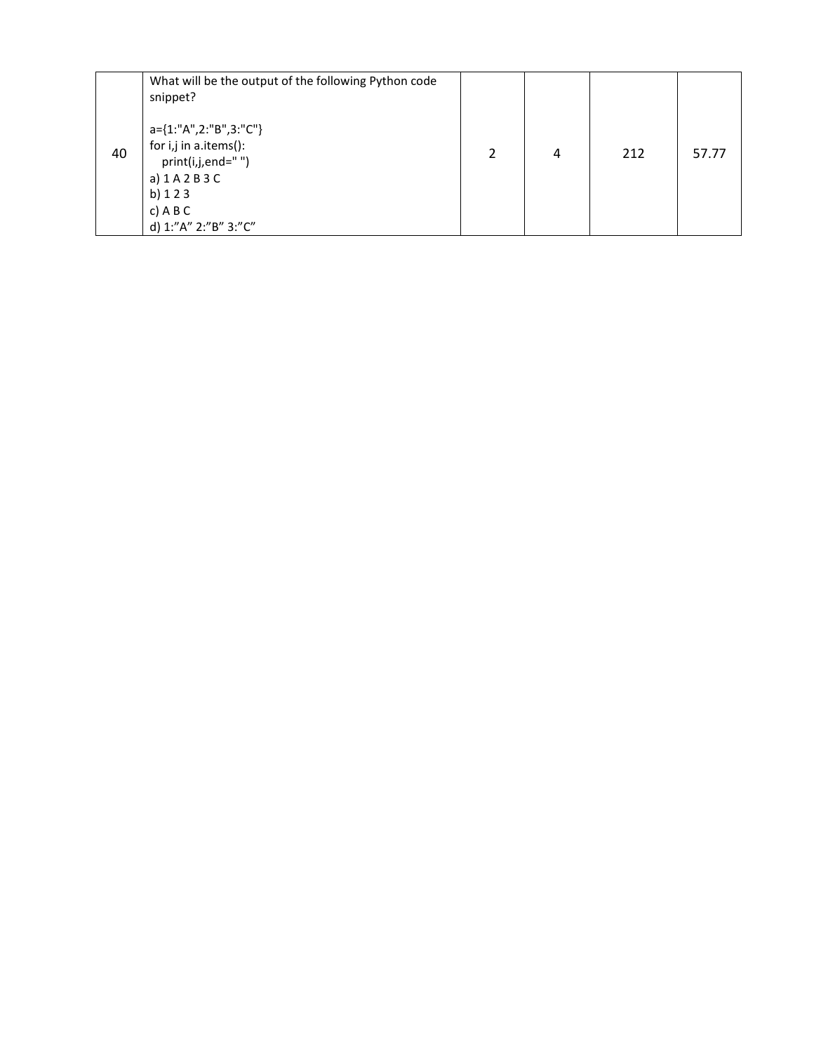| | | | | | |
|---|---|---|---|---|---|
| 40 | What will be the output of the following Python code snippet?<br><br>a={1:"A",2:"B",3:"C"}<br>for i,j in a.items():<br>&nbsp;&nbsp;&nbsp;&nbsp;print(i,j,end=" ")<br>a) 1 A 2 B 3 C<br>b) 1 2 3<br>c) A B C<br>d) 1:"A" 2:"B" 3:"C" | 2 | 4 | 212 | 57.77 |